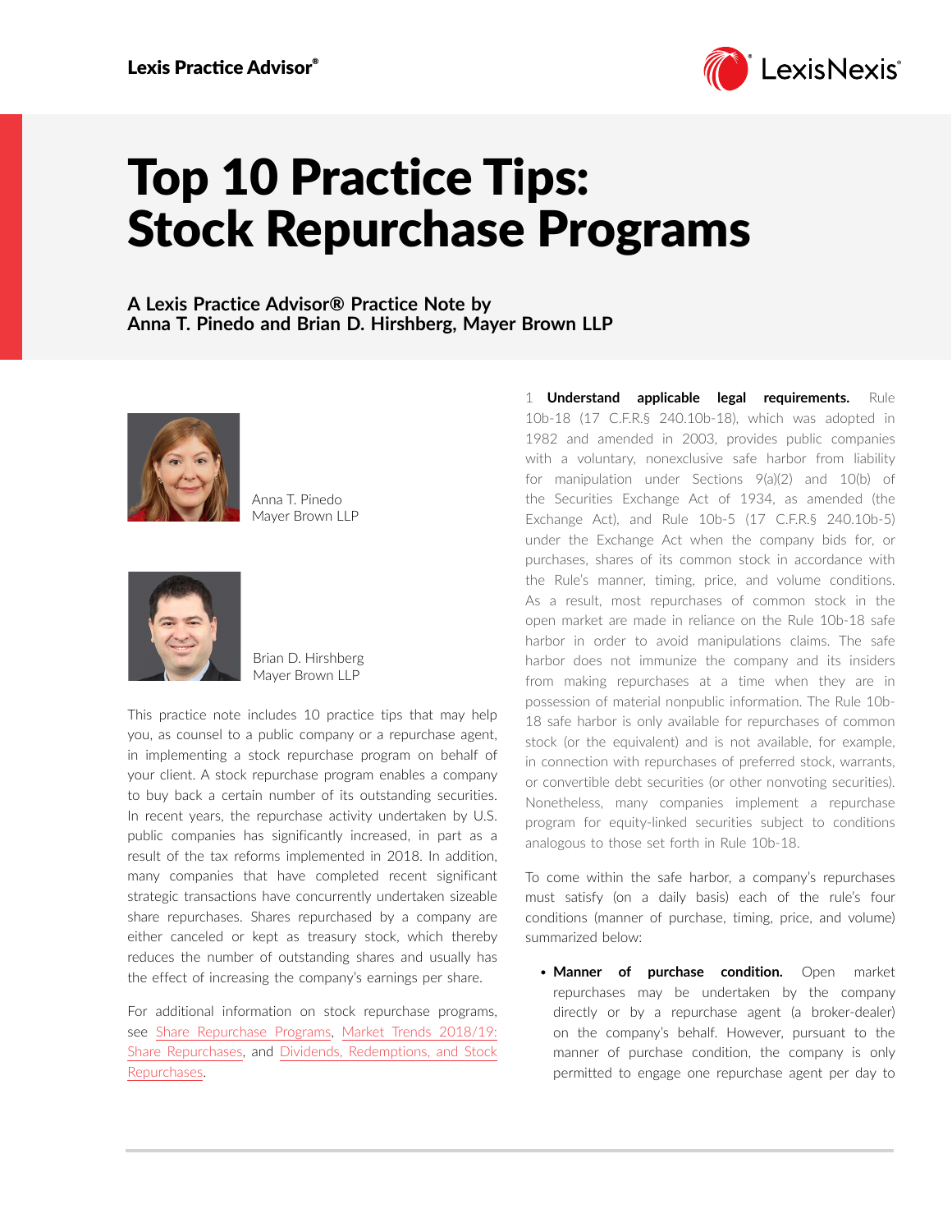# Top 10 Practice Tips: Stock Repurchase Programs

**A Lexis Practice Advisor® Practice Note by Anna T. Pinedo and Brian D. Hirshberg, Mayer Brown LLP**

Anna T. Pinedo
Mayer Brown LLP

Brian D. Hirshberg
Mayer Brown LLP

This practice note includes 10 practice tips that may help you, as counsel to a public company or a repurchase agent, in implementing a stock repurchase program on behalf of your client. A stock repurchase program enables a company to buy back a certain number of its outstanding securities. In recent years, the repurchase activity undertaken by U.S. public companies has significantly increased, in part as a result of the tax reforms implemented in 2018. In addition, many companies that have completed recent significant strategic transactions have concurrently undertaken sizeable share repurchases. Shares repurchased by a company are either canceled or kept as treasury stock, which thereby reduces the number of outstanding shares and usually has the effect of increasing the company's earnings per share.

For additional information on stock repurchase programs, see Share Repurchase Programs, Market Trends 2018/19: Share Repurchases, and Dividends, Redemptions, and Stock Repurchases.

1 **Understand applicable legal requirements.** Rule 10b-18 (17 C.F.R.§ 240.10b-18), which was adopted in 1982 and amended in 2003, provides public companies with a voluntary, nonexclusive safe harbor from liability for manipulation under Sections 9(a)(2) and 10(b) of the Securities Exchange Act of 1934, as amended (the Exchange Act), and Rule 10b-5 (17 C.F.R.§ 240.10b-5) under the Exchange Act when the company bids for, or purchases, shares of its common stock in accordance with the Rule's manner, timing, price, and volume conditions. As a result, most repurchases of common stock in the open market are made in reliance on the Rule 10b-18 safe harbor in order to avoid manipulations claims. The safe harbor does not immunize the company and its insiders from making repurchases at a time when they are in possession of material nonpublic information. The Rule 10b-18 safe harbor is only available for repurchases of common stock (or the equivalent) and is not available, for example, in connection with repurchases of preferred stock, warrants, or convertible debt securities (or other nonvoting securities). Nonetheless, many companies implement a repurchase program for equity-linked securities subject to conditions analogous to those set forth in Rule 10b-18.

To come within the safe harbor, a company's repurchases must satisfy (on a daily basis) each of the rule's four conditions (manner of purchase, timing, price, and volume) summarized below:

- **Manner of purchase condition.** Open market repurchases may be undertaken by the company directly or by a repurchase agent (a broker-dealer) on the company's behalf. However, pursuant to the manner of purchase condition, the company is only permitted to engage one repurchase agent per day to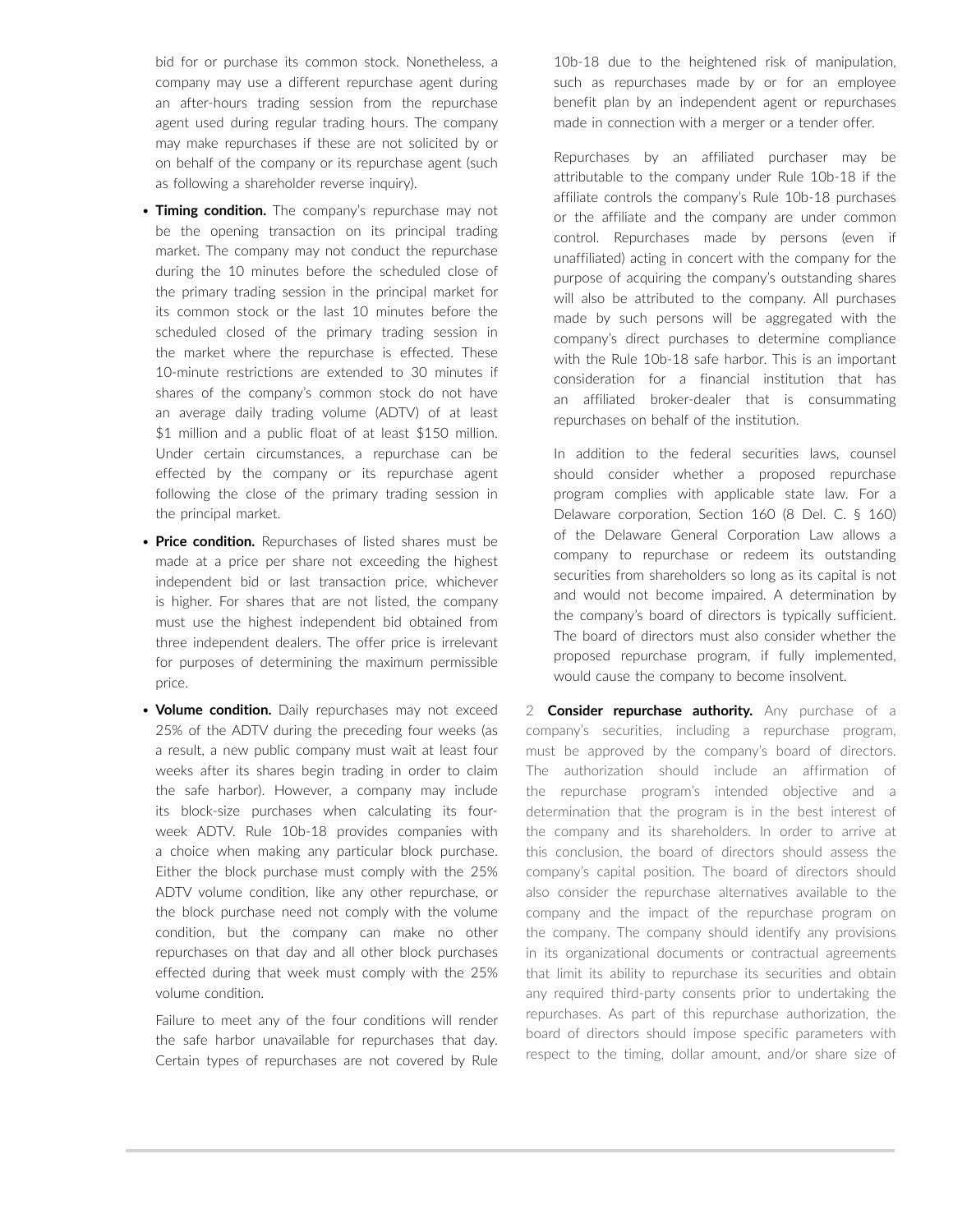bid for or purchase its common stock. Nonetheless, a company may use a different repurchase agent during an after-hours trading session from the repurchase agent used during regular trading hours. The company may make repurchases if these are not solicited by or on behalf of the company or its repurchase agent (such as following a shareholder reverse inquiry).

- **Timing condition.** The company's repurchase may not be the opening transaction on its principal trading market. The company may not conduct the repurchase during the 10 minutes before the scheduled close of the primary trading session in the principal market for its common stock or the last 10 minutes before the scheduled closed of the primary trading session in the market where the repurchase is effected. These 10-minute restrictions are extended to 30 minutes if shares of the company's common stock do not have an average daily trading volume (ADTV) of at least $1 million and a public float of at least $150 million. Under certain circumstances, a repurchase can be effected by the company or its repurchase agent following the close of the primary trading session in the principal market.
- **Price condition.** Repurchases of listed shares must be made at a price per share not exceeding the highest independent bid or last transaction price, whichever is higher. For shares that are not listed, the company must use the highest independent bid obtained from three independent dealers. The offer price is irrelevant for purposes of determining the maximum permissible price.
- **Volume condition.** Daily repurchases may not exceed 25% of the ADTV during the preceding four weeks (as a result, a new public company must wait at least four weeks after its shares begin trading in order to claim the safe harbor). However, a company may include its block-size purchases when calculating its four-week ADTV. Rule 10b-18 provides companies with a choice when making any particular block purchase. Either the block purchase must comply with the 25% ADTV volume condition, like any other repurchase, or the block purchase need not comply with the volume condition, but the company can make no other repurchases on that day and all other block purchases effected during that week must comply with the 25% volume condition.

  Failure to meet any of the four conditions will render the safe harbor unavailable for repurchases that day. Certain types of repurchases are not covered by Rule 10b-18 due to the heightened risk of manipulation, such as repurchases made by or for an employee benefit plan by an independent agent or repurchases made in connection with a merger or a tender offer.

  Repurchases by an affiliated purchaser may be attributable to the company under Rule 10b-18 if the affiliate controls the company's Rule 10b-18 purchases or the affiliate and the company are under common control. Repurchases made by persons (even if unaffiliated) acting in concert with the company for the purpose of acquiring the company's outstanding shares will also be attributed to the company. All purchases made by such persons will be aggregated with the company's direct purchases to determine compliance with the Rule 10b-18 safe harbor. This is an important consideration for a financial institution that has an affiliated broker-dealer that is consummating repurchases on behalf of the institution.

  In addition to the federal securities laws, counsel should consider whether a proposed repurchase program complies with applicable state law. For a Delaware corporation, Section 160 (8 Del. C. § 160) of the Delaware General Corporation Law allows a company to repurchase or redeem its outstanding securities from shareholders so long as its capital is not and would not become impaired. A determination by the company's board of directors is typically sufficient. The board of directors must also consider whether the proposed repurchase program, if fully implemented, would cause the company to become insolvent.

2 **Consider repurchase authority.** Any purchase of a company's securities, including a repurchase program, must be approved by the company's board of directors. The authorization should include an affirmation of the repurchase program's intended objective and a determination that the program is in the best interest of the company and its shareholders. In order to arrive at this conclusion, the board of directors should assess the company's capital position. The board of directors should also consider the repurchase alternatives available to the company and the impact of the repurchase program on the company. The company should identify any provisions in its organizational documents or contractual agreements that limit its ability to repurchase its securities and obtain any required third-party consents prior to undertaking the repurchases. As part of this repurchase authorization, the board of directors should impose specific parameters with respect to the timing, dollar amount, and/or share size of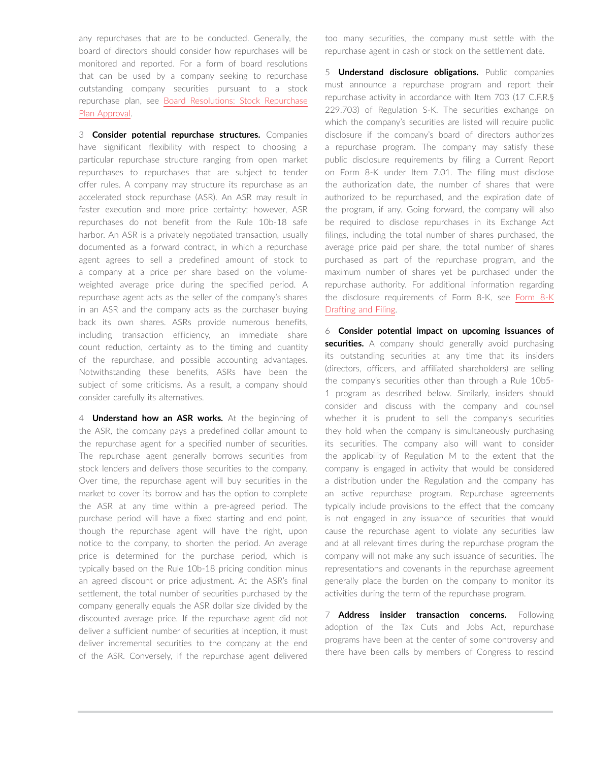any repurchases that are to be conducted. Generally, the board of directors should consider how repurchases will be monitored and reported. For a form of board resolutions that can be used by a company seeking to repurchase outstanding company securities pursuant to a stock repurchase plan, see Board Resolutions: Stock Repurchase Plan Approval.

3 **Consider potential repurchase structures.** Companies have significant flexibility with respect to choosing a particular repurchase structure ranging from open market repurchases to repurchases that are subject to tender offer rules. A company may structure its repurchase as an accelerated stock repurchase (ASR). An ASR may result in faster execution and more price certainty; however, ASR repurchases do not benefit from the Rule 10b-18 safe harbor. An ASR is a privately negotiated transaction, usually documented as a forward contract, in which a repurchase agent agrees to sell a predefined amount of stock to a company at a price per share based on the volume-weighted average price during the specified period. A repurchase agent acts as the seller of the company's shares in an ASR and the company acts as the purchaser buying back its own shares. ASRs provide numerous benefits, including transaction efficiency, an immediate share count reduction, certainty as to the timing and quantity of the repurchase, and possible accounting advantages. Notwithstanding these benefits, ASRs have been the subject of some criticisms. As a result, a company should consider carefully its alternatives.

4 **Understand how an ASR works.** At the beginning of the ASR, the company pays a predefined dollar amount to the repurchase agent for a specified number of securities. The repurchase agent generally borrows securities from stock lenders and delivers those securities to the company. Over time, the repurchase agent will buy securities in the market to cover its borrow and has the option to complete the ASR at any time within a pre-agreed period. The purchase period will have a fixed starting and end point, though the repurchase agent will have the right, upon notice to the company, to shorten the period. An average price is determined for the purchase period, which is typically based on the Rule 10b-18 pricing condition minus an agreed discount or price adjustment. At the ASR's final settlement, the total number of securities purchased by the company generally equals the ASR dollar size divided by the discounted average price. If the repurchase agent did not deliver a sufficient number of securities at inception, it must deliver incremental securities to the company at the end of the ASR. Conversely, if the repurchase agent delivered too many securities, the company must settle with the repurchase agent in cash or stock on the settlement date.

5 **Understand disclosure obligations.** Public companies must announce a repurchase program and report their repurchase activity in accordance with Item 703 (17 C.F.R.§ 229.703) of Regulation S-K. The securities exchange on which the company's securities are listed will require public disclosure if the company's board of directors authorizes a repurchase program. The company may satisfy these public disclosure requirements by filing a Current Report on Form 8-K under Item 7.01. The filing must disclose the authorization date, the number of shares that were authorized to be repurchased, and the expiration date of the program, if any. Going forward, the company will also be required to disclose repurchases in its Exchange Act filings, including the total number of shares purchased, the average price paid per share, the total number of shares purchased as part of the repurchase program, and the maximum number of shares yet be purchased under the repurchase authority. For additional information regarding the disclosure requirements of Form 8-K, see Form 8-K Drafting and Filing.

6 **Consider potential impact on upcoming issuances of securities.** A company should generally avoid purchasing its outstanding securities at any time that its insiders (directors, officers, and affiliated shareholders) are selling the company's securities other than through a Rule 10b5-1 program as described below. Similarly, insiders should consider and discuss with the company and counsel whether it is prudent to sell the company's securities they hold when the company is simultaneously purchasing its securities. The company also will want to consider the applicability of Regulation M to the extent that the company is engaged in activity that would be considered a distribution under the Regulation and the company has an active repurchase program. Repurchase agreements typically include provisions to the effect that the company is not engaged in any issuance of securities that would cause the repurchase agent to violate any securities law and at all relevant times during the repurchase program the company will not make any such issuance of securities. The representations and covenants in the repurchase agreement generally place the burden on the company to monitor its activities during the term of the repurchase program.

7 **Address insider transaction concerns.** Following adoption of the Tax Cuts and Jobs Act, repurchase programs have been at the center of some controversy and there have been calls by members of Congress to rescind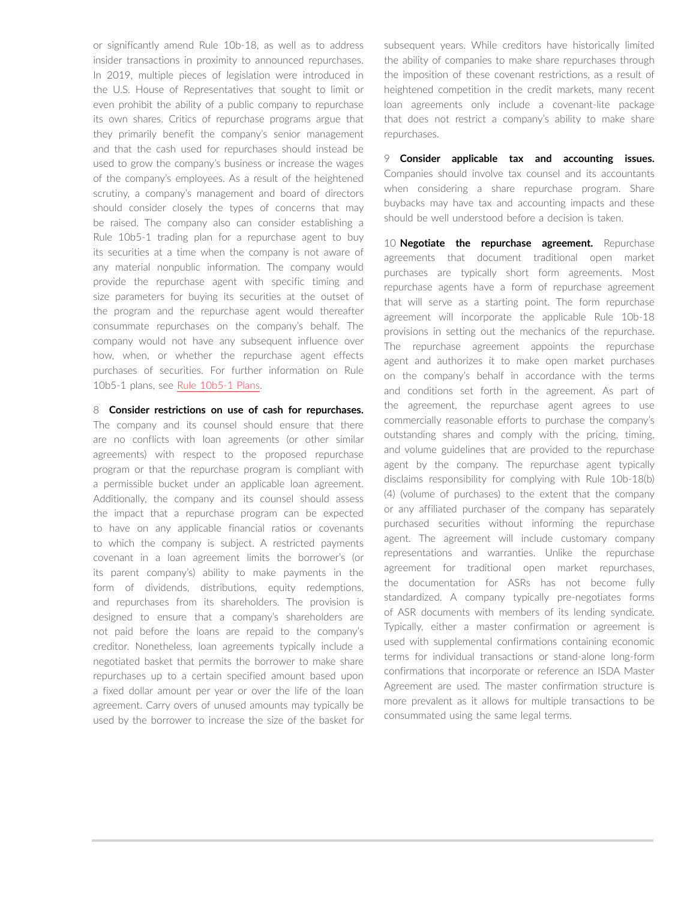or significantly amend Rule 10b-18, as well as to address insider transactions in proximity to announced repurchases. In 2019, multiple pieces of legislation were introduced in the U.S. House of Representatives that sought to limit or even prohibit the ability of a public company to repurchase its own shares. Critics of repurchase programs argue that they primarily benefit the company's senior management and that the cash used for repurchases should instead be used to grow the company's business or increase the wages of the company's employees. As a result of the heightened scrutiny, a company's management and board of directors should consider closely the types of concerns that may be raised. The company also can consider establishing a Rule 10b5-1 trading plan for a repurchase agent to buy its securities at a time when the company is not aware of any material nonpublic information. The company would provide the repurchase agent with specific timing and size parameters for buying its securities at the outset of the program and the repurchase agent would thereafter consummate repurchases on the company's behalf. The company would not have any subsequent influence over how, when, or whether the repurchase agent effects purchases of securities. For further information on Rule 10b5-1 plans, see Rule 10b5-1 Plans.

8 **Consider restrictions on use of cash for repurchases.** The company and its counsel should ensure that there are no conflicts with loan agreements (or other similar agreements) with respect to the proposed repurchase program or that the repurchase program is compliant with a permissible bucket under an applicable loan agreement. Additionally, the company and its counsel should assess the impact that a repurchase program can be expected to have on any applicable financial ratios or covenants to which the company is subject. A restricted payments covenant in a loan agreement limits the borrower's (or its parent company's) ability to make payments in the form of dividends, distributions, equity redemptions, and repurchases from its shareholders. The provision is designed to ensure that a company's shareholders are not paid before the loans are repaid to the company's creditor. Nonetheless, loan agreements typically include a negotiated basket that permits the borrower to make share repurchases up to a certain specified amount based upon a fixed dollar amount per year or over the life of the loan agreement. Carry overs of unused amounts may typically be used by the borrower to increase the size of the basket for subsequent years. While creditors have historically limited the ability of companies to make share repurchases through the imposition of these covenant restrictions, as a result of heightened competition in the credit markets, many recent loan agreements only include a covenant-lite package that does not restrict a company's ability to make share repurchases.

9 **Consider applicable tax and accounting issues.** Companies should involve tax counsel and its accountants when considering a share repurchase program. Share buybacks may have tax and accounting impacts and these should be well understood before a decision is taken.

10 **Negotiate the repurchase agreement.** Repurchase agreements that document traditional open market purchases are typically short form agreements. Most repurchase agents have a form of repurchase agreement that will serve as a starting point. The form repurchase agreement will incorporate the applicable Rule 10b-18 provisions in setting out the mechanics of the repurchase. The repurchase agreement appoints the repurchase agent and authorizes it to make open market purchases on the company's behalf in accordance with the terms and conditions set forth in the agreement. As part of the agreement, the repurchase agent agrees to use commercially reasonable efforts to purchase the company's outstanding shares and comply with the pricing, timing, and volume guidelines that are provided to the repurchase agent by the company. The repurchase agent typically disclaims responsibility for complying with Rule 10b-18(b)(4) (volume of purchases) to the extent that the company or any affiliated purchaser of the company has separately purchased securities without informing the repurchase agent. The agreement will include customary company representations and warranties. Unlike the repurchase agreement for traditional open market repurchases, the documentation for ASRs has not become fully standardized. A company typically pre-negotiates forms of ASR documents with members of its lending syndicate. Typically, either a master confirmation or agreement is used with supplemental confirmations containing economic terms for individual transactions or stand-alone long-form confirmations that incorporate or reference an ISDA Master Agreement are used. The master confirmation structure is more prevalent as it allows for multiple transactions to be consummated using the same legal terms.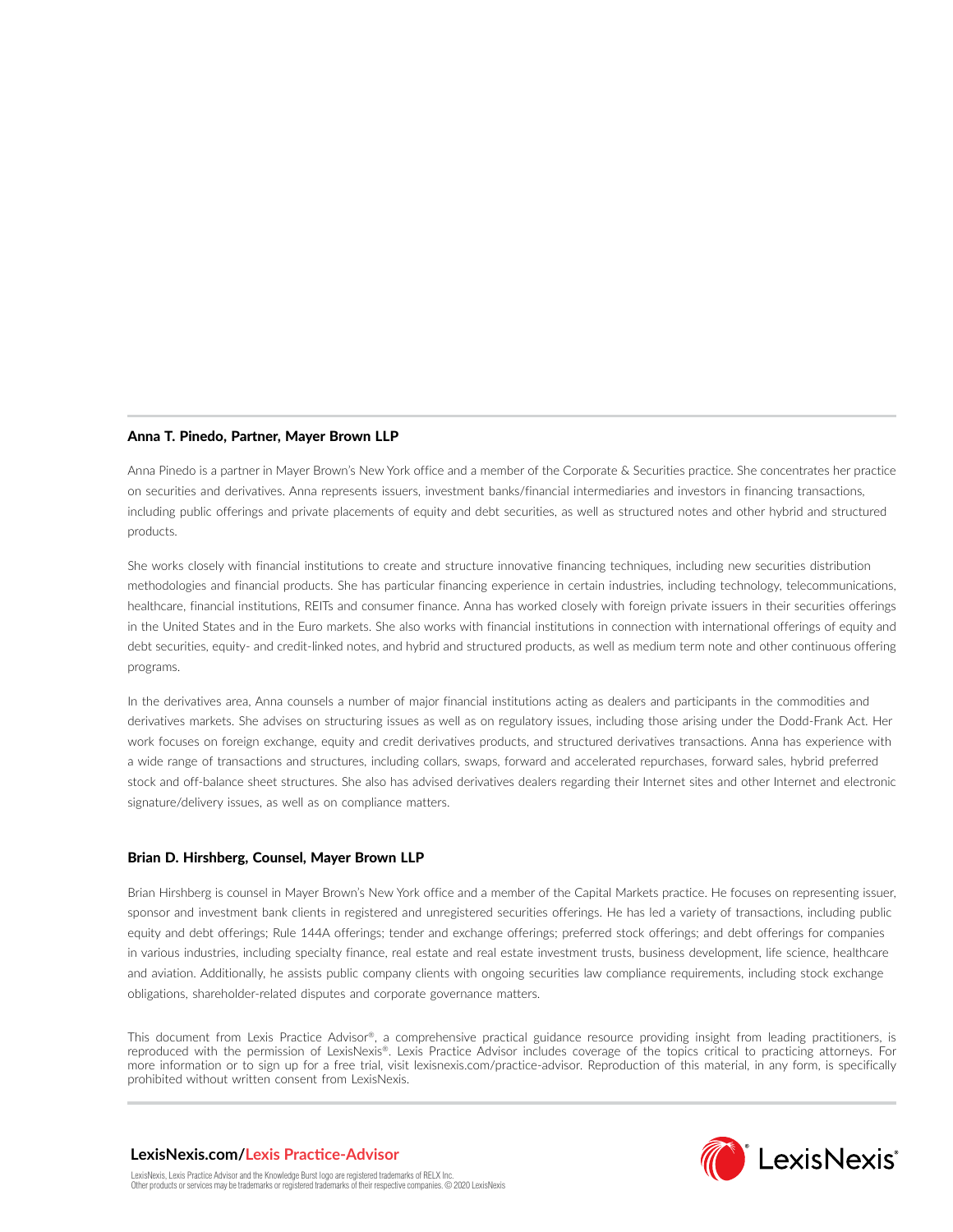**Anna T. Pinedo, Partner, Mayer Brown LLP**

Anna Pinedo is a partner in Mayer Brown's New York office and a member of the Corporate & Securities practice. She concentrates her practice on securities and derivatives. Anna represents issuers, investment banks/financial intermediaries and investors in financing transactions, including public offerings and private placements of equity and debt securities, as well as structured notes and other hybrid and structured products.

She works closely with financial institutions to create and structure innovative financing techniques, including new securities distribution methodologies and financial products. She has particular financing experience in certain industries, including technology, telecommunications, healthcare, financial institutions, REITs and consumer finance. Anna has worked closely with foreign private issuers in their securities offerings in the United States and in the Euro markets. She also works with financial institutions in connection with international offerings of equity and debt securities, equity- and credit-linked notes, and hybrid and structured products, as well as medium term note and other continuous offering programs.

In the derivatives area, Anna counsels a number of major financial institutions acting as dealers and participants in the commodities and derivatives markets. She advises on structuring issues as well as on regulatory issues, including those arising under the Dodd-Frank Act. Her work focuses on foreign exchange, equity and credit derivatives products, and structured derivatives transactions. Anna has experience with a wide range of transactions and structures, including collars, swaps, forward and accelerated repurchases, forward sales, hybrid preferred stock and off-balance sheet structures. She also has advised derivatives dealers regarding their Internet sites and other Internet and electronic signature/delivery issues, as well as on compliance matters.

**Brian D. Hirshberg, Counsel, Mayer Brown LLP**

Brian Hirshberg is counsel in Mayer Brown's New York office and a member of the Capital Markets practice. He focuses on representing issuer, sponsor and investment bank clients in registered and unregistered securities offerings. He has led a variety of transactions, including public equity and debt offerings; Rule 144A offerings; tender and exchange offerings; preferred stock offerings; and debt offerings for companies in various industries, including specialty finance, real estate and real estate investment trusts, business development, life science, healthcare and aviation. Additionally, he assists public company clients with ongoing securities law compliance requirements, including stock exchange obligations, shareholder-related disputes and corporate governance matters.

This document from Lexis Practice Advisor®, a comprehensive practical guidance resource providing insight from leading practitioners, is reproduced with the permission of LexisNexis®. Lexis Practice Advisor includes coverage of the topics critical to practicing attorneys. For more information or to sign up for a free trial, visit lexisnexis.com/practice-advisor. Reproduction of this material, in any form, is specifically prohibited without written consent from LexisNexis.

**LexisNexis.com/Lexis Practice-Advisor**

LexisNexis, Lexis Practice Advisor and the Knowledge Burst logo are registered trademarks of RELX Inc.
Other products or services may be trademarks or registered trademarks of their respective companies. © 2020 LexisNexis